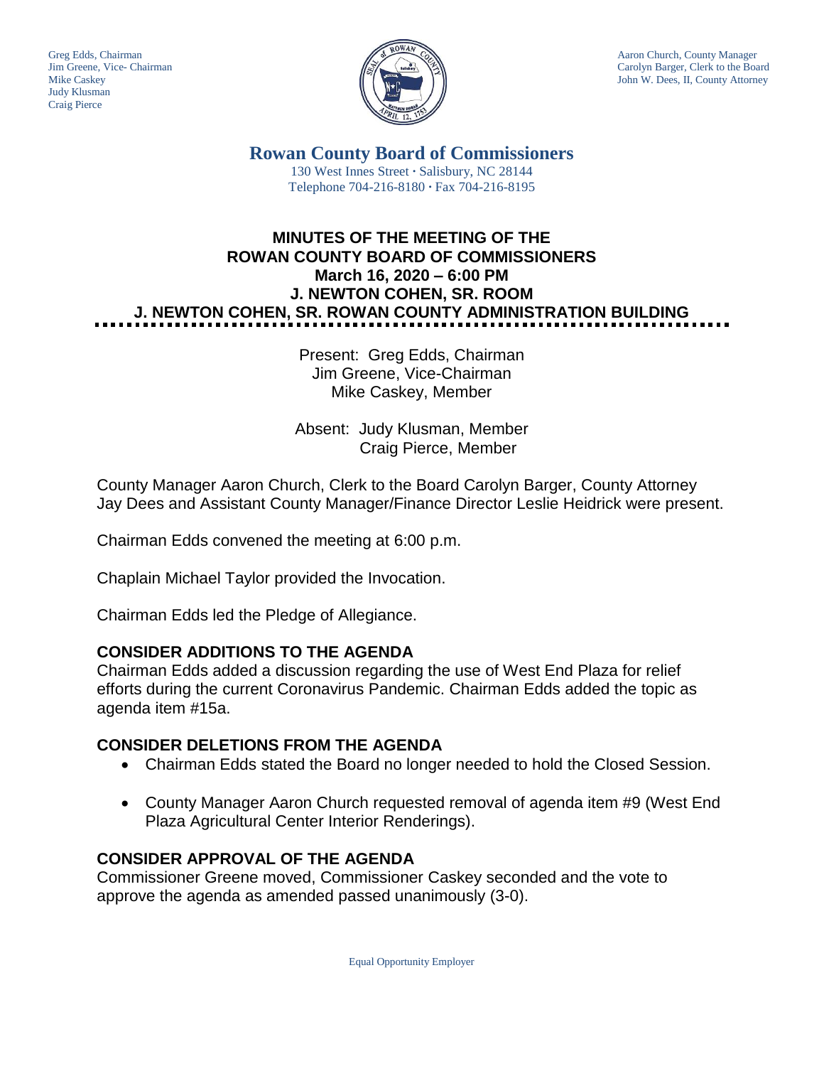Greg Edds, Chairman
Jim Greene, Vice- Chairman
Mike Caskey
Judy Klusman
Craig Pierce

Aaron Church, County Manager
Carolyn Barger, Clerk to the Board
John W. Dees, II, County Attorney

# Rowan County Board of Commissioners

130 West Innes Street · Salisbury, NC 28144
Telephone 704-216-8180 · Fax 704-216-8195

## MINUTES OF THE MEETING OF THE ROWAN COUNTY BOARD OF COMMISSIONERS
## March 16, 2020 – 6:00 PM
## J. NEWTON COHEN, SR. ROOM
## J. NEWTON COHEN, SR. ROWAN COUNTY ADMINISTRATION BUILDING

Present: Greg Edds, Chairman
Jim Greene, Vice-Chairman
Mike Caskey, Member

Absent: Judy Klusman, Member
Craig Pierce, Member

County Manager Aaron Church, Clerk to the Board Carolyn Barger, County Attorney Jay Dees and Assistant County Manager/Finance Director Leslie Heidrick were present.

Chairman Edds convened the meeting at 6:00 p.m.

Chaplain Michael Taylor provided the Invocation.

Chairman Edds led the Pledge of Allegiance.

### CONSIDER ADDITIONS TO THE AGENDA

Chairman Edds added a discussion regarding the use of West End Plaza for relief efforts during the current Coronavirus Pandemic. Chairman Edds added the topic as agenda item #15a.

### CONSIDER DELETIONS FROM THE AGENDA

- Chairman Edds stated the Board no longer needed to hold the Closed Session.
- County Manager Aaron Church requested removal of agenda item #9 (West End Plaza Agricultural Center Interior Renderings).

### CONSIDER APPROVAL OF THE AGENDA

Commissioner Greene moved, Commissioner Caskey seconded and the vote to approve the agenda as amended passed unanimously (3-0).

Equal Opportunity Employer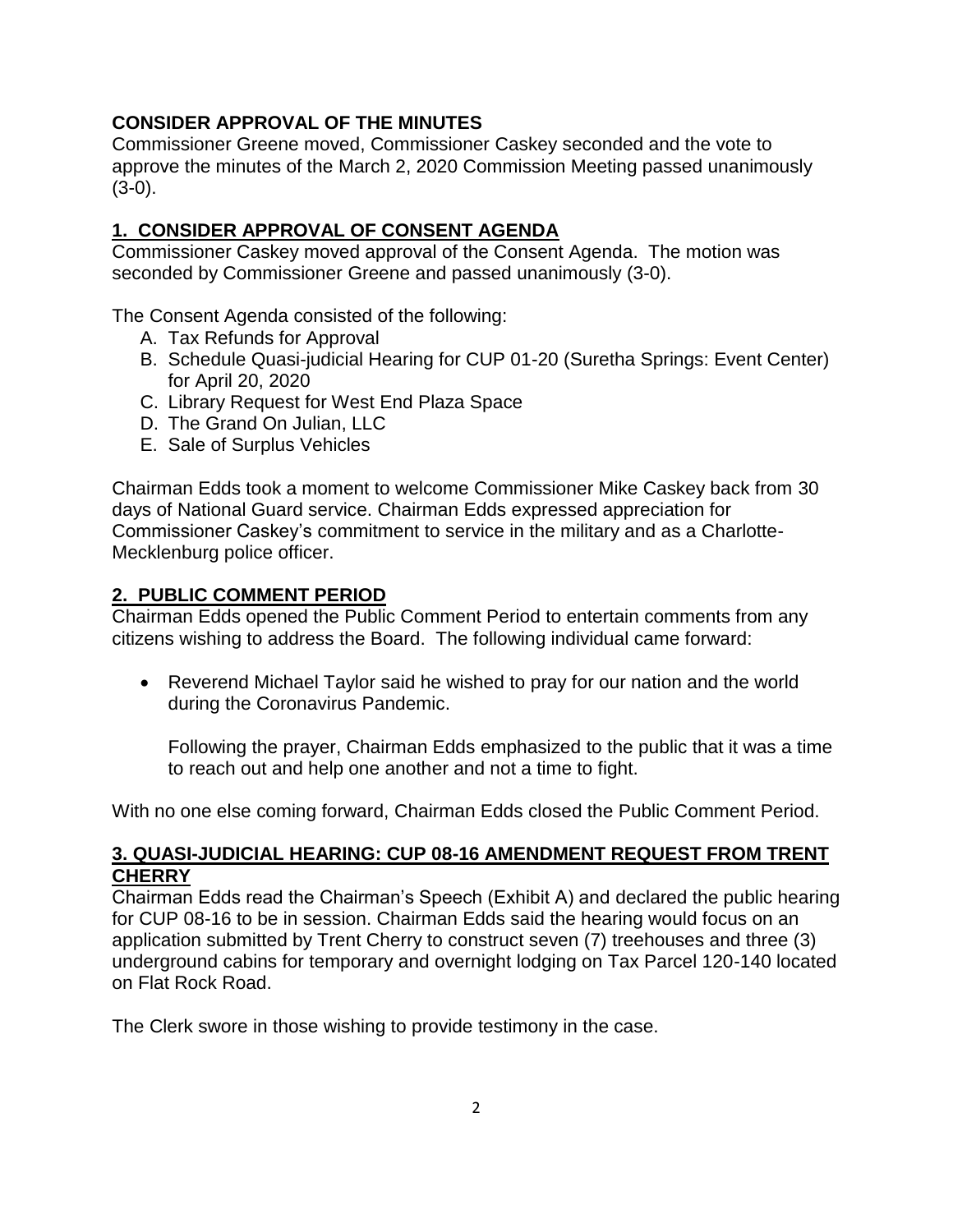**CONSIDER APPROVAL OF THE MINUTES**

Commissioner Greene moved, Commissioner Caskey seconded and the vote to approve the minutes of the March 2, 2020 Commission Meeting passed unanimously (3-0).

## 1. CONSIDER APPROVAL OF CONSENT AGENDA

Commissioner Caskey moved approval of the Consent Agenda. The motion was seconded by Commissioner Greene and passed unanimously (3-0).

The Consent Agenda consisted of the following:

A. Tax Refunds for Approval
B. Schedule Quasi-judicial Hearing for CUP 01-20 (Suretha Springs: Event Center) for April 20, 2020
C. Library Request for West End Plaza Space
D. The Grand On Julian, LLC
E. Sale of Surplus Vehicles

Chairman Edds took a moment to welcome Commissioner Mike Caskey back from 30 days of National Guard service. Chairman Edds expressed appreciation for Commissioner Caskey's commitment to service in the military and as a Charlotte-Mecklenburg police officer.

## 2. PUBLIC COMMENT PERIOD

Chairman Edds opened the Public Comment Period to entertain comments from any citizens wishing to address the Board. The following individual came forward:

- Reverend Michael Taylor said he wished to pray for our nation and the world during the Coronavirus Pandemic.

  Following the prayer, Chairman Edds emphasized to the public that it was a time to reach out and help one another and not a time to fight.

With no one else coming forward, Chairman Edds closed the Public Comment Period.

## 3. QUASI-JUDICIAL HEARING: CUP 08-16 AMENDMENT REQUEST FROM TRENT CHERRY

Chairman Edds read the Chairman's Speech (Exhibit A) and declared the public hearing for CUP 08-16 to be in session. Chairman Edds said the hearing would focus on an application submitted by Trent Cherry to construct seven (7) treehouses and three (3) underground cabins for temporary and overnight lodging on Tax Parcel 120-140 located on Flat Rock Road.

The Clerk swore in those wishing to provide testimony in the case.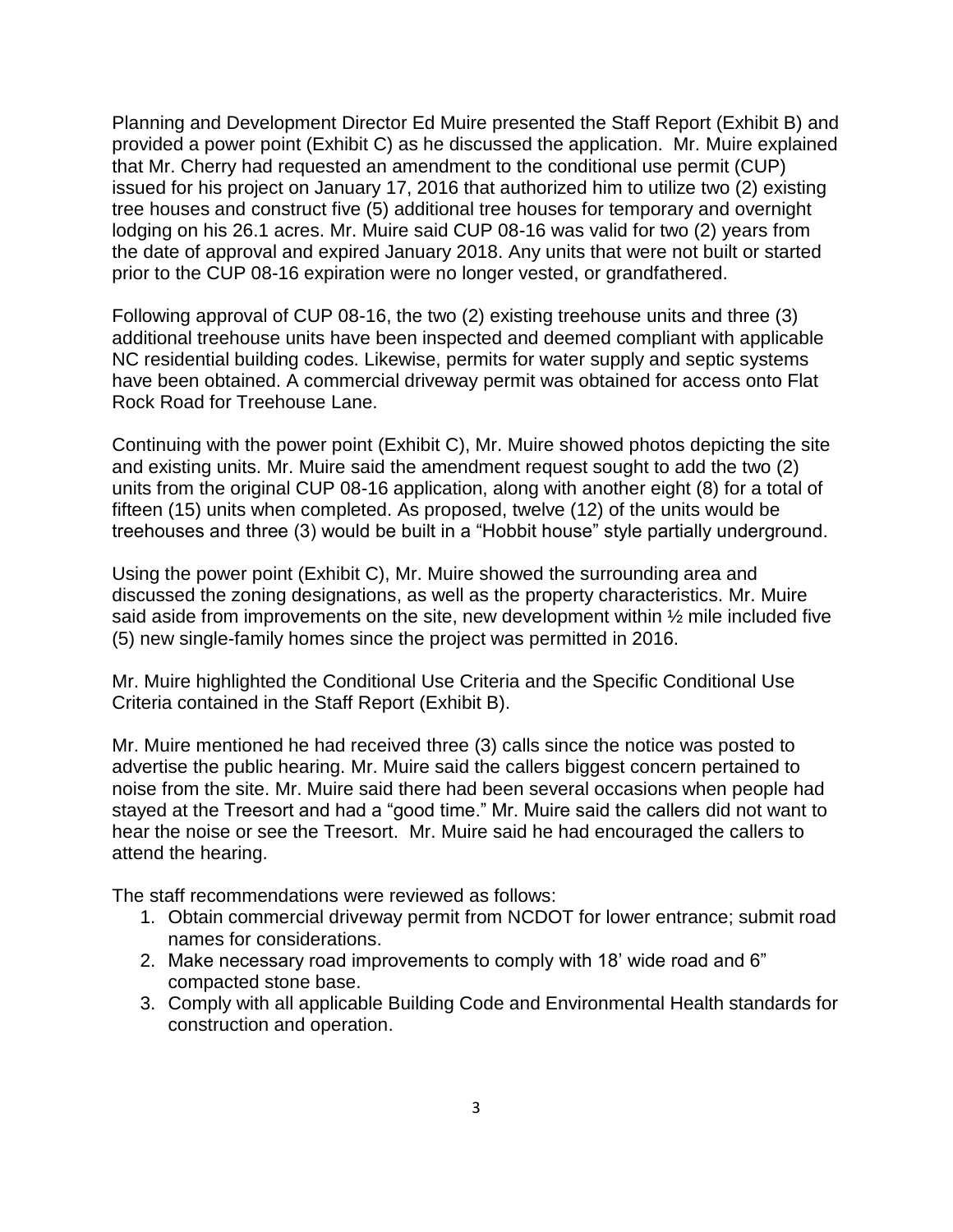Planning and Development Director Ed Muire presented the Staff Report (Exhibit B) and provided a power point (Exhibit C) as he discussed the application. Mr. Muire explained that Mr. Cherry had requested an amendment to the conditional use permit (CUP) issued for his project on January 17, 2016 that authorized him to utilize two (2) existing tree houses and construct five (5) additional tree houses for temporary and overnight lodging on his 26.1 acres. Mr. Muire said CUP 08-16 was valid for two (2) years from the date of approval and expired January 2018. Any units that were not built or started prior to the CUP 08-16 expiration were no longer vested, or grandfathered.

Following approval of CUP 08-16, the two (2) existing treehouse units and three (3) additional treehouse units have been inspected and deemed compliant with applicable NC residential building codes. Likewise, permits for water supply and septic systems have been obtained. A commercial driveway permit was obtained for access onto Flat Rock Road for Treehouse Lane.

Continuing with the power point (Exhibit C), Mr. Muire showed photos depicting the site and existing units. Mr. Muire said the amendment request sought to add the two (2) units from the original CUP 08-16 application, along with another eight (8) for a total of fifteen (15) units when completed. As proposed, twelve (12) of the units would be treehouses and three (3) would be built in a "Hobbit house" style partially underground.

Using the power point (Exhibit C), Mr. Muire showed the surrounding area and discussed the zoning designations, as well as the property characteristics. Mr. Muire said aside from improvements on the site, new development within ½ mile included five (5) new single-family homes since the project was permitted in 2016.

Mr. Muire highlighted the Conditional Use Criteria and the Specific Conditional Use Criteria contained in the Staff Report (Exhibit B).

Mr. Muire mentioned he had received three (3) calls since the notice was posted to advertise the public hearing. Mr. Muire said the callers biggest concern pertained to noise from the site. Mr. Muire said there had been several occasions when people had stayed at the Treesort and had a "good time." Mr. Muire said the callers did not want to hear the noise or see the Treesort. Mr. Muire said he had encouraged the callers to attend the hearing.

The staff recommendations were reviewed as follows:

1. Obtain commercial driveway permit from NCDOT for lower entrance; submit road names for considerations.
2. Make necessary road improvements to comply with 18' wide road and 6" compacted stone base.
3. Comply with all applicable Building Code and Environmental Health standards for construction and operation.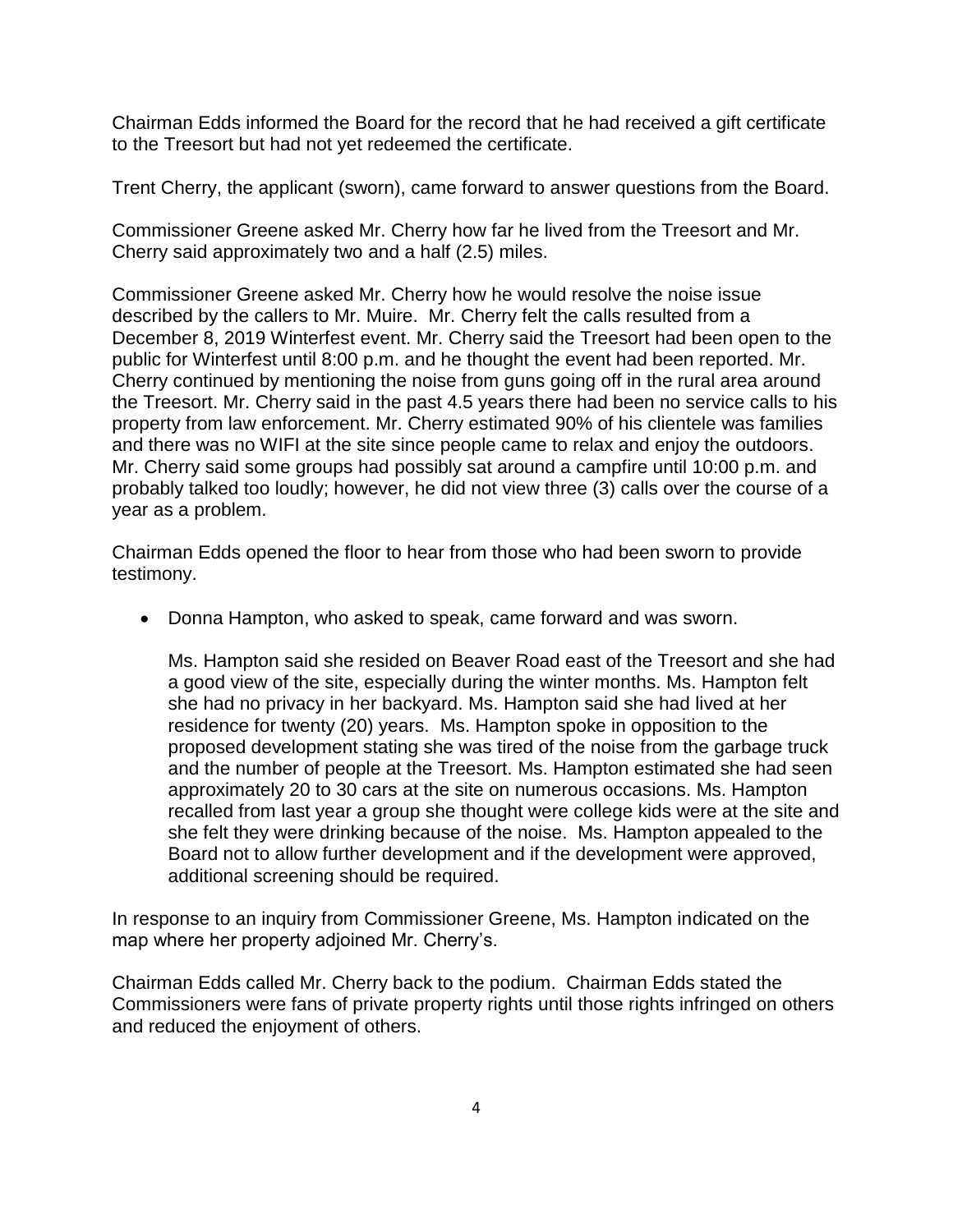Chairman Edds informed the Board for the record that he had received a gift certificate to the Treesort but had not yet redeemed the certificate.

Trent Cherry, the applicant (sworn), came forward to answer questions from the Board.

Commissioner Greene asked Mr. Cherry how far he lived from the Treesort and Mr. Cherry said approximately two and a half (2.5) miles.

Commissioner Greene asked Mr. Cherry how he would resolve the noise issue described by the callers to Mr. Muire. Mr. Cherry felt the calls resulted from a December 8, 2019 Winterfest event. Mr. Cherry said the Treesort had been open to the public for Winterfest until 8:00 p.m. and he thought the event had been reported. Mr. Cherry continued by mentioning the noise from guns going off in the rural area around the Treesort. Mr. Cherry said in the past 4.5 years there had been no service calls to his property from law enforcement. Mr. Cherry estimated 90% of his clientele was families and there was no WIFI at the site since people came to relax and enjoy the outdoors. Mr. Cherry said some groups had possibly sat around a campfire until 10:00 p.m. and probably talked too loudly; however, he did not view three (3) calls over the course of a year as a problem.

Chairman Edds opened the floor to hear from those who had been sworn to provide testimony.

- Donna Hampton, who asked to speak, came forward and was sworn.

  Ms. Hampton said she resided on Beaver Road east of the Treesort and she had a good view of the site, especially during the winter months. Ms. Hampton felt she had no privacy in her backyard. Ms. Hampton said she had lived at her residence for twenty (20) years. Ms. Hampton spoke in opposition to the proposed development stating she was tired of the noise from the garbage truck and the number of people at the Treesort. Ms. Hampton estimated she had seen approximately 20 to 30 cars at the site on numerous occasions. Ms. Hampton recalled from last year a group she thought were college kids were at the site and she felt they were drinking because of the noise. Ms. Hampton appealed to the Board not to allow further development and if the development were approved, additional screening should be required.

In response to an inquiry from Commissioner Greene, Ms. Hampton indicated on the map where her property adjoined Mr. Cherry's.

Chairman Edds called Mr. Cherry back to the podium. Chairman Edds stated the Commissioners were fans of private property rights until those rights infringed on others and reduced the enjoyment of others.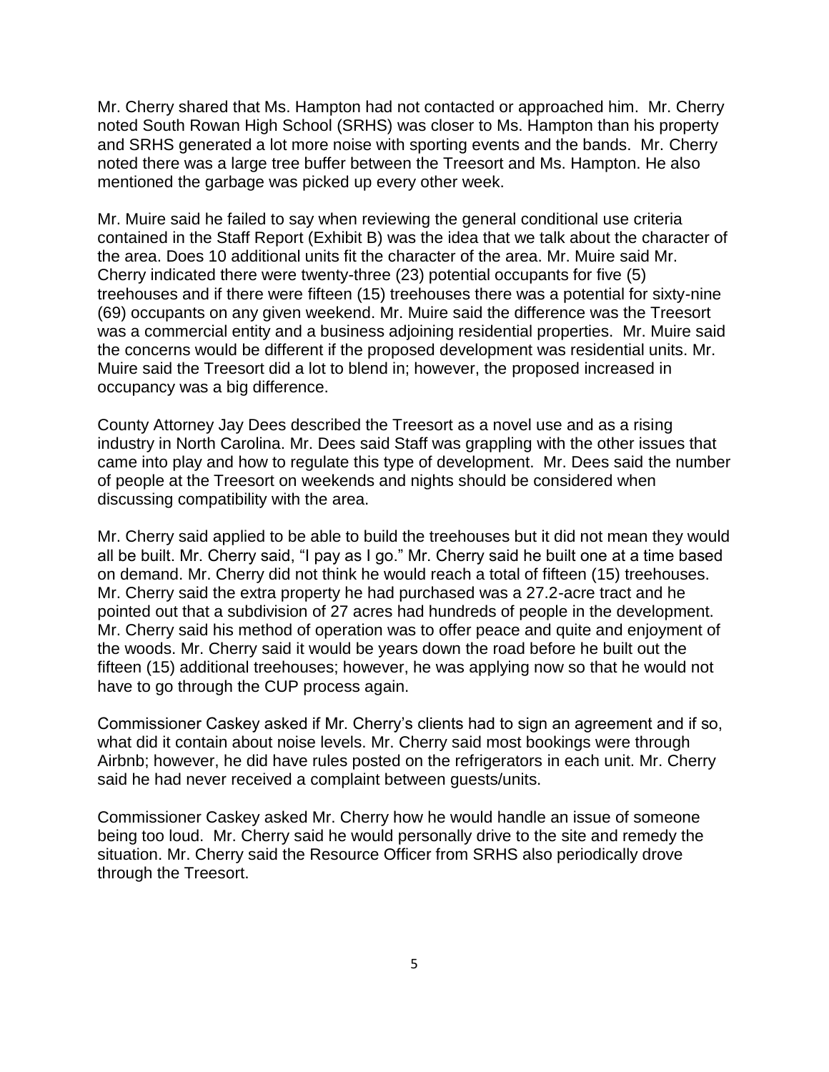Mr. Cherry shared that Ms. Hampton had not contacted or approached him. Mr. Cherry noted South Rowan High School (SRHS) was closer to Ms. Hampton than his property and SRHS generated a lot more noise with sporting events and the bands. Mr. Cherry noted there was a large tree buffer between the Treesort and Ms. Hampton. He also mentioned the garbage was picked up every other week.

Mr. Muire said he failed to say when reviewing the general conditional use criteria contained in the Staff Report (Exhibit B) was the idea that we talk about the character of the area. Does 10 additional units fit the character of the area. Mr. Muire said Mr. Cherry indicated there were twenty-three (23) potential occupants for five (5) treehouses and if there were fifteen (15) treehouses there was a potential for sixty-nine (69) occupants on any given weekend. Mr. Muire said the difference was the Treesort was a commercial entity and a business adjoining residential properties. Mr. Muire said the concerns would be different if the proposed development was residential units. Mr. Muire said the Treesort did a lot to blend in; however, the proposed increased in occupancy was a big difference.

County Attorney Jay Dees described the Treesort as a novel use and as a rising industry in North Carolina. Mr. Dees said Staff was grappling with the other issues that came into play and how to regulate this type of development. Mr. Dees said the number of people at the Treesort on weekends and nights should be considered when discussing compatibility with the area.

Mr. Cherry said applied to be able to build the treehouses but it did not mean they would all be built. Mr. Cherry said, "I pay as I go." Mr. Cherry said he built one at a time based on demand. Mr. Cherry did not think he would reach a total of fifteen (15) treehouses. Mr. Cherry said the extra property he had purchased was a 27.2-acre tract and he pointed out that a subdivision of 27 acres had hundreds of people in the development. Mr. Cherry said his method of operation was to offer peace and quite and enjoyment of the woods. Mr. Cherry said it would be years down the road before he built out the fifteen (15) additional treehouses; however, he was applying now so that he would not have to go through the CUP process again.

Commissioner Caskey asked if Mr. Cherry's clients had to sign an agreement and if so, what did it contain about noise levels. Mr. Cherry said most bookings were through Airbnb; however, he did have rules posted on the refrigerators in each unit. Mr. Cherry said he had never received a complaint between guests/units.

Commissioner Caskey asked Mr. Cherry how he would handle an issue of someone being too loud. Mr. Cherry said he would personally drive to the site and remedy the situation. Mr. Cherry said the Resource Officer from SRHS also periodically drove through the Treesort.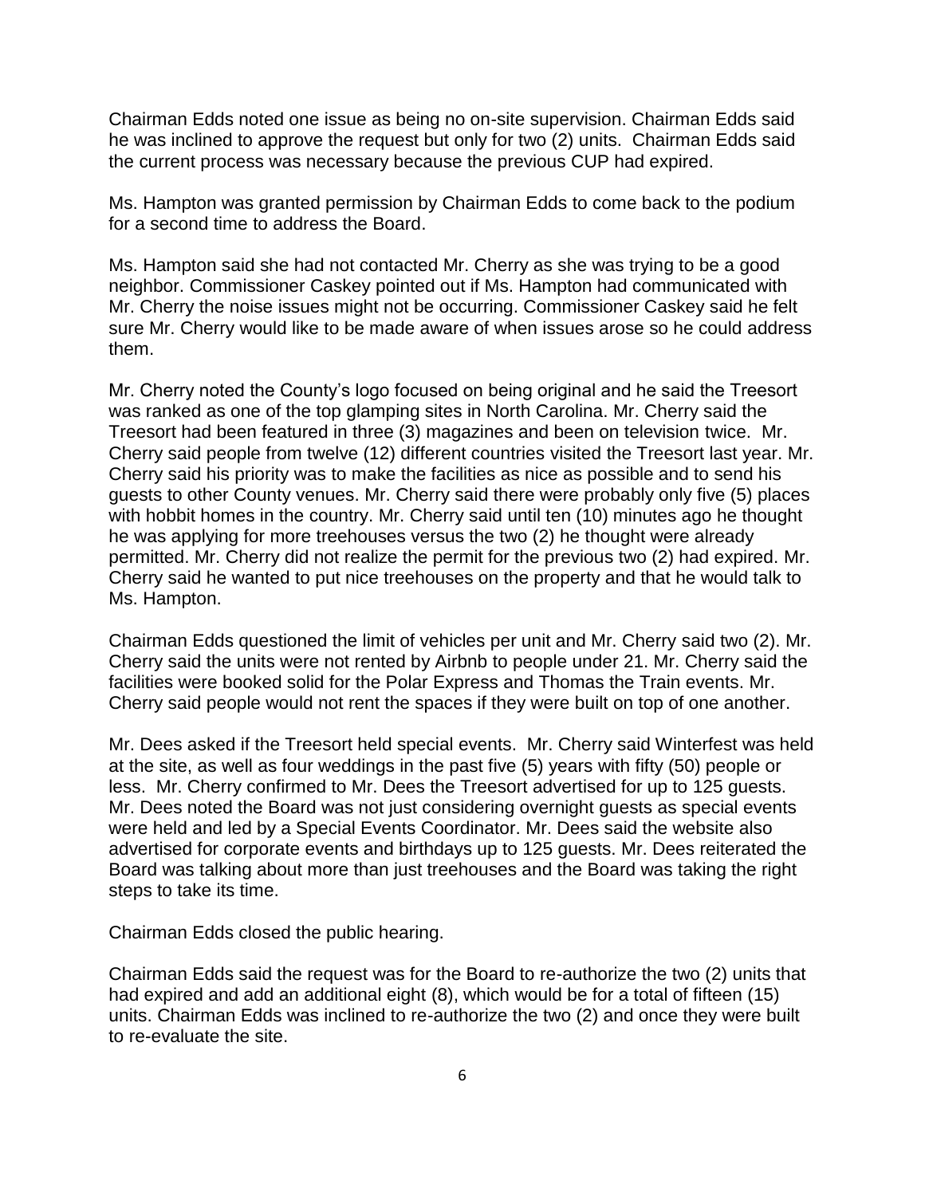Chairman Edds noted one issue as being no on-site supervision. Chairman Edds said he was inclined to approve the request but only for two (2) units. Chairman Edds said the current process was necessary because the previous CUP had expired.

Ms. Hampton was granted permission by Chairman Edds to come back to the podium for a second time to address the Board.

Ms. Hampton said she had not contacted Mr. Cherry as she was trying to be a good neighbor. Commissioner Caskey pointed out if Ms. Hampton had communicated with Mr. Cherry the noise issues might not be occurring. Commissioner Caskey said he felt sure Mr. Cherry would like to be made aware of when issues arose so he could address them.

Mr. Cherry noted the County's logo focused on being original and he said the Treesort was ranked as one of the top glamping sites in North Carolina. Mr. Cherry said the Treesort had been featured in three (3) magazines and been on television twice. Mr. Cherry said people from twelve (12) different countries visited the Treesort last year. Mr. Cherry said his priority was to make the facilities as nice as possible and to send his guests to other County venues. Mr. Cherry said there were probably only five (5) places with hobbit homes in the country. Mr. Cherry said until ten (10) minutes ago he thought he was applying for more treehouses versus the two (2) he thought were already permitted. Mr. Cherry did not realize the permit for the previous two (2) had expired. Mr. Cherry said he wanted to put nice treehouses on the property and that he would talk to Ms. Hampton.

Chairman Edds questioned the limit of vehicles per unit and Mr. Cherry said two (2). Mr. Cherry said the units were not rented by Airbnb to people under 21. Mr. Cherry said the facilities were booked solid for the Polar Express and Thomas the Train events. Mr. Cherry said people would not rent the spaces if they were built on top of one another.

Mr. Dees asked if the Treesort held special events. Mr. Cherry said Winterfest was held at the site, as well as four weddings in the past five (5) years with fifty (50) people or less. Mr. Cherry confirmed to Mr. Dees the Treesort advertised for up to 125 guests. Mr. Dees noted the Board was not just considering overnight guests as special events were held and led by a Special Events Coordinator. Mr. Dees said the website also advertised for corporate events and birthdays up to 125 guests. Mr. Dees reiterated the Board was talking about more than just treehouses and the Board was taking the right steps to take its time.

Chairman Edds closed the public hearing.

Chairman Edds said the request was for the Board to re-authorize the two (2) units that had expired and add an additional eight (8), which would be for a total of fifteen (15) units. Chairman Edds was inclined to re-authorize the two (2) and once they were built to re-evaluate the site.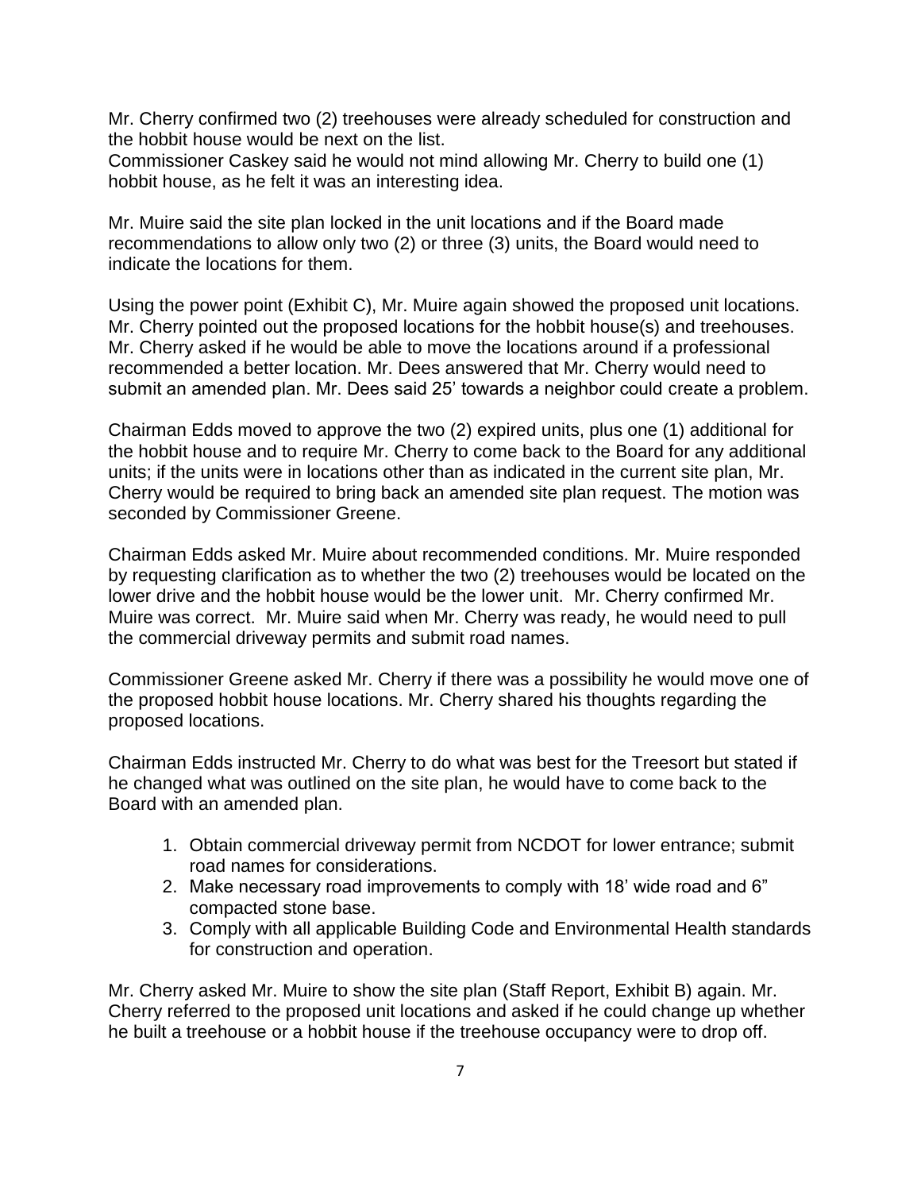Mr. Cherry confirmed two (2) treehouses were already scheduled for construction and the hobbit house would be next on the list.
Commissioner Caskey said he would not mind allowing Mr. Cherry to build one (1) hobbit house, as he felt it was an interesting idea.

Mr. Muire said the site plan locked in the unit locations and if the Board made recommendations to allow only two (2) or three (3) units, the Board would need to indicate the locations for them.

Using the power point (Exhibit C), Mr. Muire again showed the proposed unit locations. Mr. Cherry pointed out the proposed locations for the hobbit house(s) and treehouses. Mr. Cherry asked if he would be able to move the locations around if a professional recommended a better location. Mr. Dees answered that Mr. Cherry would need to submit an amended plan. Mr. Dees said 25' towards a neighbor could create a problem.

Chairman Edds moved to approve the two (2) expired units, plus one (1) additional for the hobbit house and to require Mr. Cherry to come back to the Board for any additional units; if the units were in locations other than as indicated in the current site plan, Mr. Cherry would be required to bring back an amended site plan request. The motion was seconded by Commissioner Greene.

Chairman Edds asked Mr. Muire about recommended conditions. Mr. Muire responded by requesting clarification as to whether the two (2) treehouses would be located on the lower drive and the hobbit house would be the lower unit. Mr. Cherry confirmed Mr. Muire was correct. Mr. Muire said when Mr. Cherry was ready, he would need to pull the commercial driveway permits and submit road names.

Commissioner Greene asked Mr. Cherry if there was a possibility he would move one of the proposed hobbit house locations. Mr. Cherry shared his thoughts regarding the proposed locations.

Chairman Edds instructed Mr. Cherry to do what was best for the Treesort but stated if he changed what was outlined on the site plan, he would have to come back to the Board with an amended plan.

1. Obtain commercial driveway permit from NCDOT for lower entrance; submit road names for considerations.
2. Make necessary road improvements to comply with 18' wide road and 6" compacted stone base.
3. Comply with all applicable Building Code and Environmental Health standards for construction and operation.

Mr. Cherry asked Mr. Muire to show the site plan (Staff Report, Exhibit B) again. Mr. Cherry referred to the proposed unit locations and asked if he could change up whether he built a treehouse or a hobbit house if the treehouse occupancy were to drop off.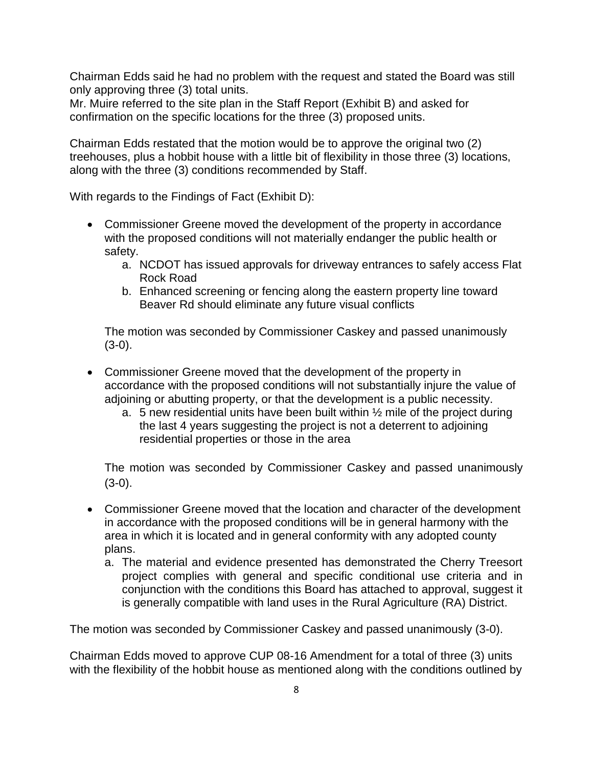Chairman Edds said he had no problem with the request and stated the Board was still only approving three (3) total units.
Mr. Muire referred to the site plan in the Staff Report (Exhibit B) and asked for confirmation on the specific locations for the three (3) proposed units.

Chairman Edds restated that the motion would be to approve the original two (2) treehouses, plus a hobbit house with a little bit of flexibility in those three (3) locations, along with the three (3) conditions recommended by Staff.

With regards to the Findings of Fact (Exhibit D):

- Commissioner Greene moved the development of the property in accordance with the proposed conditions will not materially endanger the public health or safety.
    a. NCDOT has issued approvals for driveway entrances to safely access Flat Rock Road
    b. Enhanced screening or fencing along the eastern property line toward Beaver Rd should eliminate any future visual conflicts

    The motion was seconded by Commissioner Caskey and passed unanimously (3-0).

- Commissioner Greene moved that the development of the property in accordance with the proposed conditions will not substantially injure the value of adjoining or abutting property, or that the development is a public necessity.
    a. 5 new residential units have been built within ½ mile of the project during the last 4 years suggesting the project is not a deterrent to adjoining residential properties or those in the area

    The motion was seconded by Commissioner Caskey and passed unanimously (3-0).

- Commissioner Greene moved that the location and character of the development in accordance with the proposed conditions will be in general harmony with the area in which it is located and in general conformity with any adopted county plans.
    a. The material and evidence presented has demonstrated the Cherry Treesort project complies with general and specific conditional use criteria and in conjunction with the conditions this Board has attached to approval, suggest it is generally compatible with land uses in the Rural Agriculture (RA) District.

The motion was seconded by Commissioner Caskey and passed unanimously (3-0).

Chairman Edds moved to approve CUP 08-16 Amendment for a total of three (3) units with the flexibility of the hobbit house as mentioned along with the conditions outlined by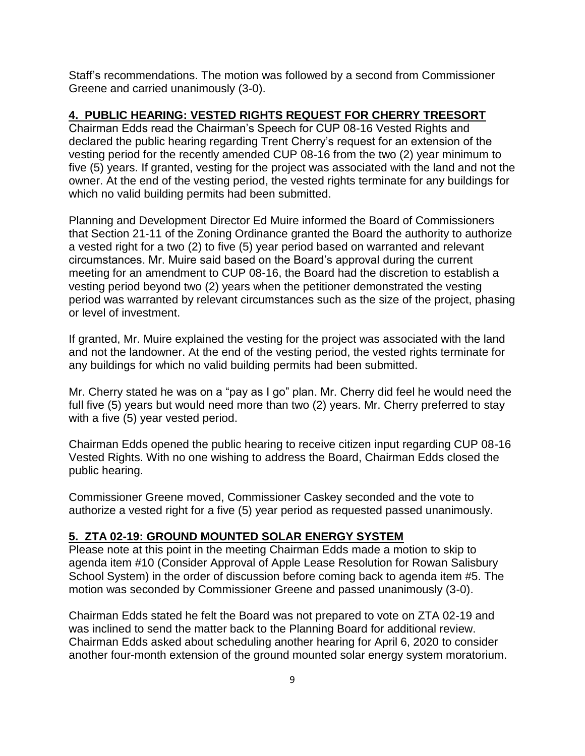Staff's recommendations. The motion was followed by a second from Commissioner Greene and carried unanimously (3-0).

## 4. PUBLIC HEARING: VESTED RIGHTS REQUEST FOR CHERRY TREESORT

Chairman Edds read the Chairman's Speech for CUP 08-16 Vested Rights and declared the public hearing regarding Trent Cherry's request for an extension of the vesting period for the recently amended CUP 08-16 from the two (2) year minimum to five (5) years. If granted, vesting for the project was associated with the land and not the owner. At the end of the vesting period, the vested rights terminate for any buildings for which no valid building permits had been submitted.

Planning and Development Director Ed Muire informed the Board of Commissioners that Section 21-11 of the Zoning Ordinance granted the Board the authority to authorize a vested right for a two (2) to five (5) year period based on warranted and relevant circumstances. Mr. Muire said based on the Board's approval during the current meeting for an amendment to CUP 08-16, the Board had the discretion to establish a vesting period beyond two (2) years when the petitioner demonstrated the vesting period was warranted by relevant circumstances such as the size of the project, phasing or level of investment.

If granted, Mr. Muire explained the vesting for the project was associated with the land and not the landowner. At the end of the vesting period, the vested rights terminate for any buildings for which no valid building permits had been submitted.

Mr. Cherry stated he was on a "pay as I go" plan. Mr. Cherry did feel he would need the full five (5) years but would need more than two (2) years. Mr. Cherry preferred to stay with a five (5) year vested period.

Chairman Edds opened the public hearing to receive citizen input regarding CUP 08-16 Vested Rights. With no one wishing to address the Board, Chairman Edds closed the public hearing.

Commissioner Greene moved, Commissioner Caskey seconded and the vote to authorize a vested right for a five (5) year period as requested passed unanimously.

## 5. ZTA 02-19: GROUND MOUNTED SOLAR ENERGY SYSTEM

Please note at this point in the meeting Chairman Edds made a motion to skip to agenda item #10 (Consider Approval of Apple Lease Resolution for Rowan Salisbury School System) in the order of discussion before coming back to agenda item #5. The motion was seconded by Commissioner Greene and passed unanimously (3-0).

Chairman Edds stated he felt the Board was not prepared to vote on ZTA 02-19 and was inclined to send the matter back to the Planning Board for additional review. Chairman Edds asked about scheduling another hearing for April 6, 2020 to consider another four-month extension of the ground mounted solar energy system moratorium.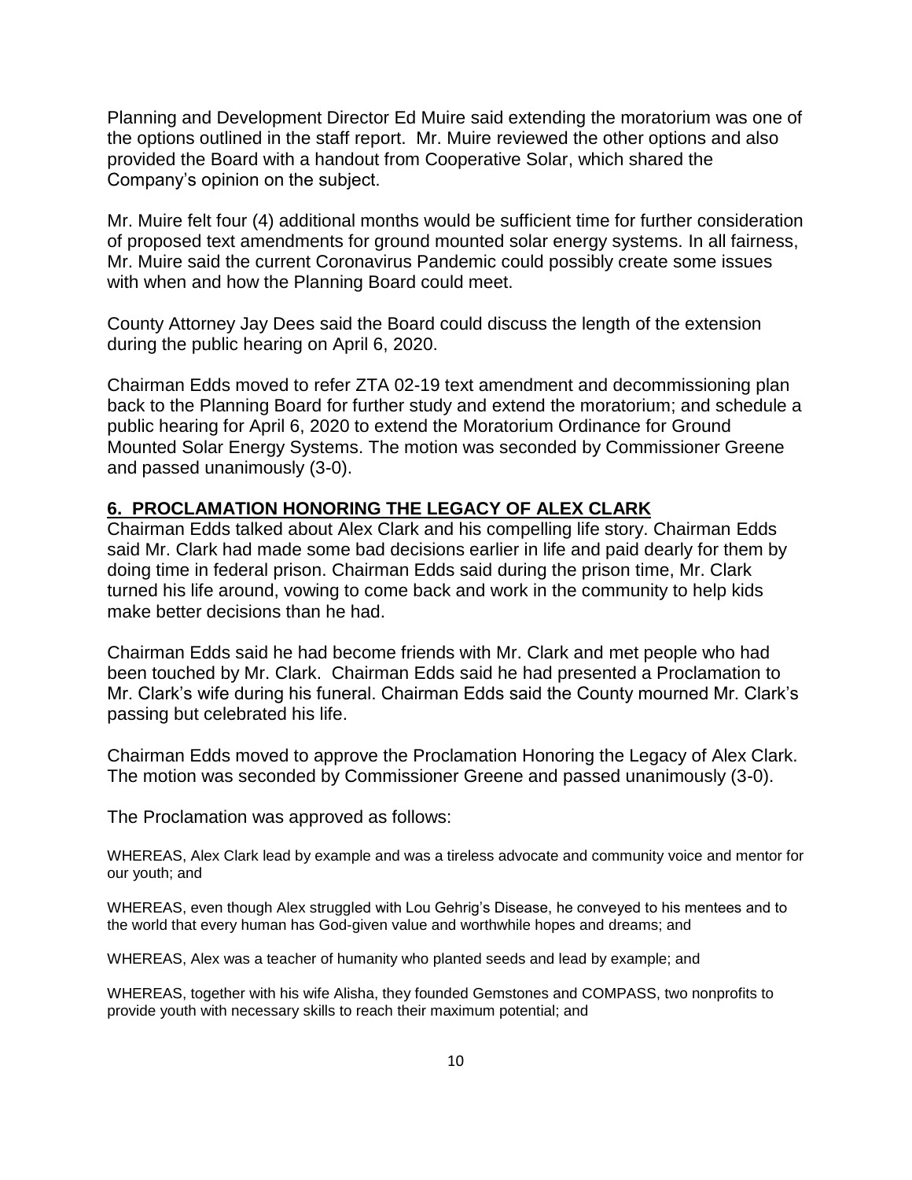Planning and Development Director Ed Muire said extending the moratorium was one of the options outlined in the staff report. Mr. Muire reviewed the other options and also provided the Board with a handout from Cooperative Solar, which shared the Company's opinion on the subject.

Mr. Muire felt four (4) additional months would be sufficient time for further consideration of proposed text amendments for ground mounted solar energy systems. In all fairness, Mr. Muire said the current Coronavirus Pandemic could possibly create some issues with when and how the Planning Board could meet.

County Attorney Jay Dees said the Board could discuss the length of the extension during the public hearing on April 6, 2020.

Chairman Edds moved to refer ZTA 02-19 text amendment and decommissioning plan back to the Planning Board for further study and extend the moratorium; and schedule a public hearing for April 6, 2020 to extend the Moratorium Ordinance for Ground Mounted Solar Energy Systems. The motion was seconded by Commissioner Greene and passed unanimously (3-0).

## 6. PROCLAMATION HONORING THE LEGACY OF ALEX CLARK

Chairman Edds talked about Alex Clark and his compelling life story. Chairman Edds said Mr. Clark had made some bad decisions earlier in life and paid dearly for them by doing time in federal prison. Chairman Edds said during the prison time, Mr. Clark turned his life around, vowing to come back and work in the community to help kids make better decisions than he had.

Chairman Edds said he had become friends with Mr. Clark and met people who had been touched by Mr. Clark. Chairman Edds said he had presented a Proclamation to Mr. Clark's wife during his funeral. Chairman Edds said the County mourned Mr. Clark's passing but celebrated his life.

Chairman Edds moved to approve the Proclamation Honoring the Legacy of Alex Clark. The motion was seconded by Commissioner Greene and passed unanimously (3-0).

The Proclamation was approved as follows:

WHEREAS, Alex Clark lead by example and was a tireless advocate and community voice and mentor for our youth; and

WHEREAS, even though Alex struggled with Lou Gehrig's Disease, he conveyed to his mentees and to the world that every human has God-given value and worthwhile hopes and dreams; and

WHEREAS, Alex was a teacher of humanity who planted seeds and lead by example; and

WHEREAS, together with his wife Alisha, they founded Gemstones and COMPASS, two nonprofits to provide youth with necessary skills to reach their maximum potential; and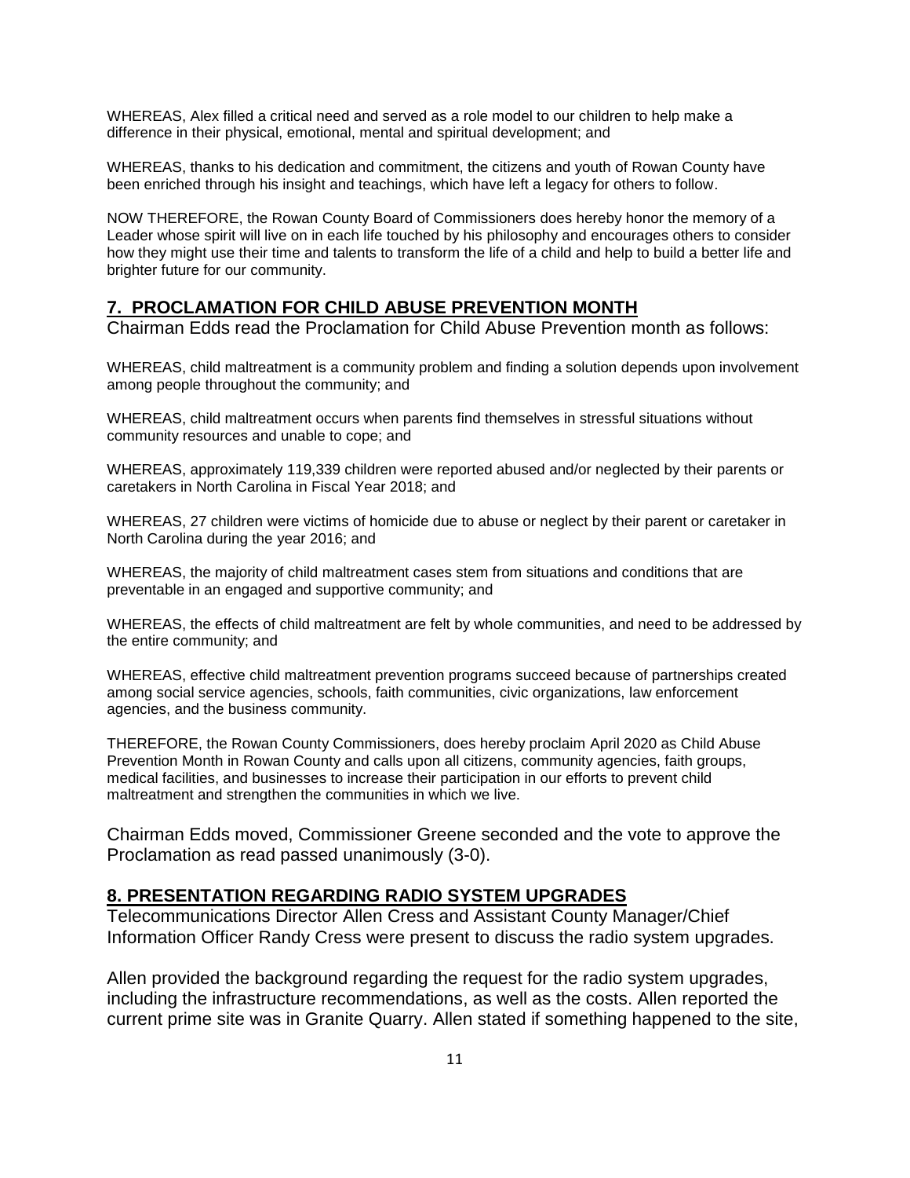WHEREAS, Alex filled a critical need and served as a role model to our children to help make a difference in their physical, emotional, mental and spiritual development; and

WHEREAS, thanks to his dedication and commitment, the citizens and youth of Rowan County have been enriched through his insight and teachings, which have left a legacy for others to follow.

NOW THEREFORE, the Rowan County Board of Commissioners does hereby honor the memory of a Leader whose spirit will live on in each life touched by his philosophy and encourages others to consider how they might use their time and talents to transform the life of a child and help to build a better life and brighter future for our community.

## 7. PROCLAMATION FOR CHILD ABUSE PREVENTION MONTH

Chairman Edds read the Proclamation for Child Abuse Prevention month as follows:

WHEREAS, child maltreatment is a community problem and finding a solution depends upon involvement among people throughout the community; and

WHEREAS, child maltreatment occurs when parents find themselves in stressful situations without community resources and unable to cope; and

WHEREAS, approximately 119,339 children were reported abused and/or neglected by their parents or caretakers in North Carolina in Fiscal Year 2018; and

WHEREAS, 27 children were victims of homicide due to abuse or neglect by their parent or caretaker in North Carolina during the year 2016; and

WHEREAS, the majority of child maltreatment cases stem from situations and conditions that are preventable in an engaged and supportive community; and

WHEREAS, the effects of child maltreatment are felt by whole communities, and need to be addressed by the entire community; and

WHEREAS, effective child maltreatment prevention programs succeed because of partnerships created among social service agencies, schools, faith communities, civic organizations, law enforcement agencies, and the business community.

THEREFORE, the Rowan County Commissioners, does hereby proclaim April 2020 as Child Abuse Prevention Month in Rowan County and calls upon all citizens, community agencies, faith groups, medical facilities, and businesses to increase their participation in our efforts to prevent child maltreatment and strengthen the communities in which we live.

Chairman Edds moved, Commissioner Greene seconded and the vote to approve the Proclamation as read passed unanimously (3-0).

## 8. PRESENTATION REGARDING RADIO SYSTEM UPGRADES

Telecommunications Director Allen Cress and Assistant County Manager/Chief Information Officer Randy Cress were present to discuss the radio system upgrades.

Allen provided the background regarding the request for the radio system upgrades, including the infrastructure recommendations, as well as the costs. Allen reported the current prime site was in Granite Quarry. Allen stated if something happened to the site,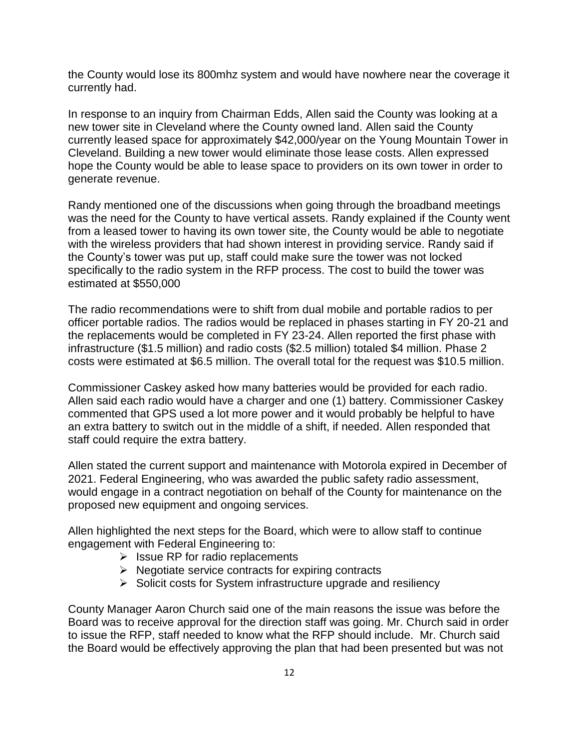the County would lose its 800mhz system and would have nowhere near the coverage it currently had.

In response to an inquiry from Chairman Edds, Allen said the County was looking at a new tower site in Cleveland where the County owned land. Allen said the County currently leased space for approximately $42,000/year on the Young Mountain Tower in Cleveland. Building a new tower would eliminate those lease costs. Allen expressed hope the County would be able to lease space to providers on its own tower in order to generate revenue.

Randy mentioned one of the discussions when going through the broadband meetings was the need for the County to have vertical assets. Randy explained if the County went from a leased tower to having its own tower site, the County would be able to negotiate with the wireless providers that had shown interest in providing service. Randy said if the County's tower was put up, staff could make sure the tower was not locked specifically to the radio system in the RFP process. The cost to build the tower was estimated at $550,000

The radio recommendations were to shift from dual mobile and portable radios to per officer portable radios. The radios would be replaced in phases starting in FY 20-21 and the replacements would be completed in FY 23-24. Allen reported the first phase with infrastructure ($1.5 million) and radio costs ($2.5 million) totaled $4 million. Phase 2 costs were estimated at $6.5 million. The overall total for the request was $10.5 million.

Commissioner Caskey asked how many batteries would be provided for each radio. Allen said each radio would have a charger and one (1) battery. Commissioner Caskey commented that GPS used a lot more power and it would probably be helpful to have an extra battery to switch out in the middle of a shift, if needed. Allen responded that staff could require the extra battery.

Allen stated the current support and maintenance with Motorola expired in December of 2021. Federal Engineering, who was awarded the public safety radio assessment, would engage in a contract negotiation on behalf of the County for maintenance on the proposed new equipment and ongoing services.

Allen highlighted the next steps for the Board, which were to allow staff to continue engagement with Federal Engineering to:

- Issue RP for radio replacements
- Negotiate service contracts for expiring contracts
- Solicit costs for System infrastructure upgrade and resiliency

County Manager Aaron Church said one of the main reasons the issue was before the Board was to receive approval for the direction staff was going. Mr. Church said in order to issue the RFP, staff needed to know what the RFP should include. Mr. Church said the Board would be effectively approving the plan that had been presented but was not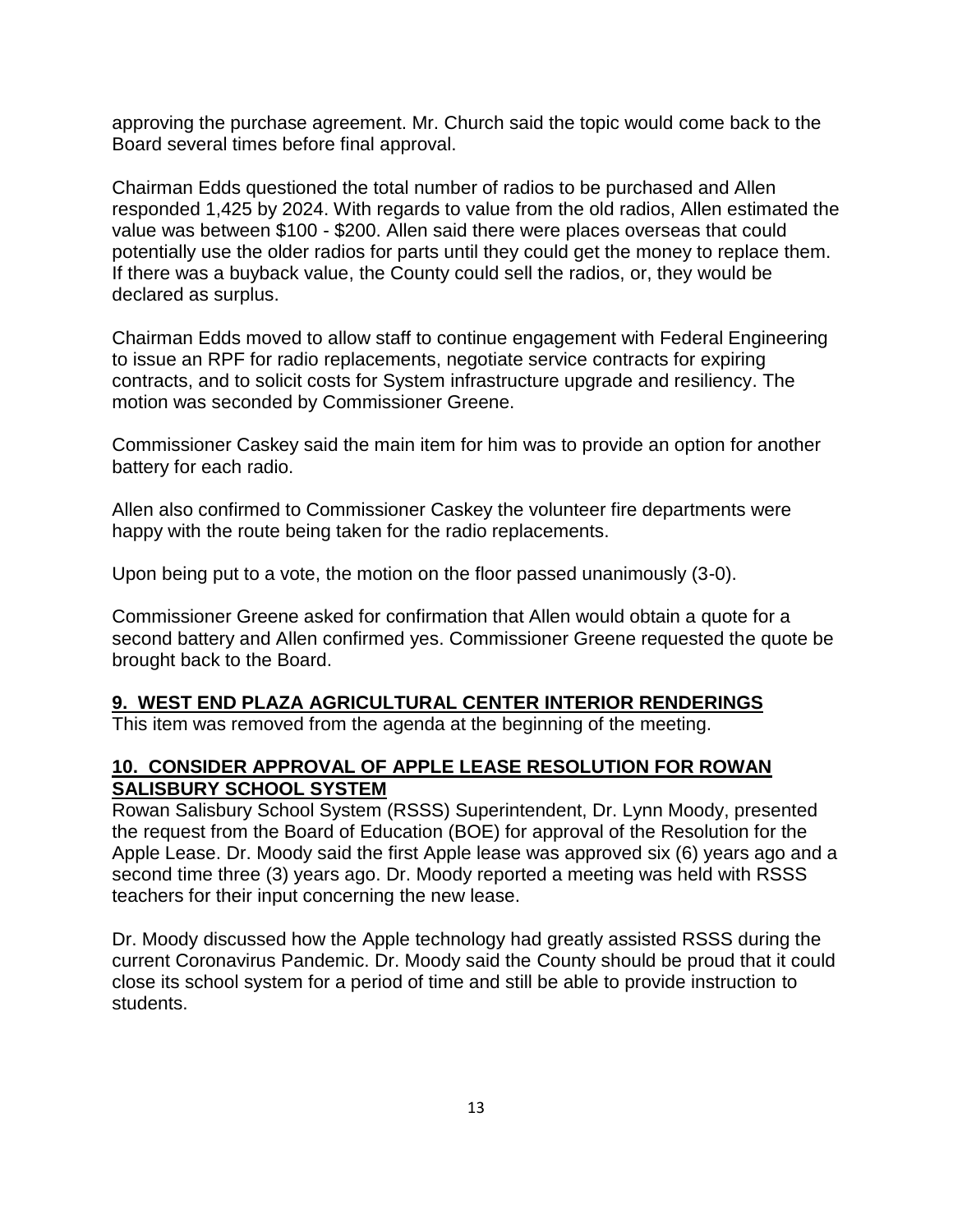approving the purchase agreement. Mr. Church said the topic would come back to the Board several times before final approval.

Chairman Edds questioned the total number of radios to be purchased and Allen responded 1,425 by 2024. With regards to value from the old radios, Allen estimated the value was between \$100 - \$200. Allen said there were places overseas that could potentially use the older radios for parts until they could get the money to replace them. If there was a buyback value, the County could sell the radios, or, they would be declared as surplus.

Chairman Edds moved to allow staff to continue engagement with Federal Engineering to issue an RPF for radio replacements, negotiate service contracts for expiring contracts, and to solicit costs for System infrastructure upgrade and resiliency. The motion was seconded by Commissioner Greene.

Commissioner Caskey said the main item for him was to provide an option for another battery for each radio.

Allen also confirmed to Commissioner Caskey the volunteer fire departments were happy with the route being taken for the radio replacements.

Upon being put to a vote, the motion on the floor passed unanimously (3-0).

Commissioner Greene asked for confirmation that Allen would obtain a quote for a second battery and Allen confirmed yes. Commissioner Greene requested the quote be brought back to the Board.

## 9. WEST END PLAZA AGRICULTURAL CENTER INTERIOR RENDERINGS

This item was removed from the agenda at the beginning of the meeting.

## 10. CONSIDER APPROVAL OF APPLE LEASE RESOLUTION FOR ROWAN SALISBURY SCHOOL SYSTEM

Rowan Salisbury School System (RSSS) Superintendent, Dr. Lynn Moody, presented the request from the Board of Education (BOE) for approval of the Resolution for the Apple Lease. Dr. Moody said the first Apple lease was approved six (6) years ago and a second time three (3) years ago. Dr. Moody reported a meeting was held with RSSS teachers for their input concerning the new lease.

Dr. Moody discussed how the Apple technology had greatly assisted RSSS during the current Coronavirus Pandemic. Dr. Moody said the County should be proud that it could close its school system for a period of time and still be able to provide instruction to students.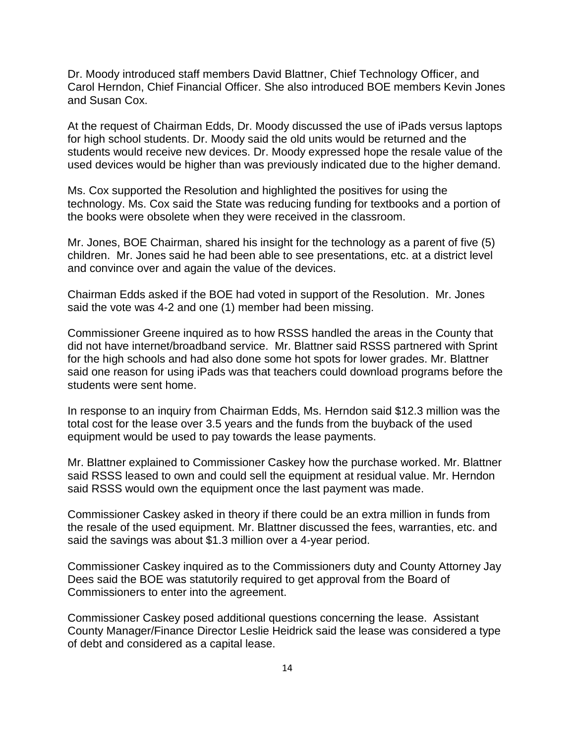Dr. Moody introduced staff members David Blattner, Chief Technology Officer, and Carol Herndon, Chief Financial Officer. She also introduced BOE members Kevin Jones and Susan Cox.

At the request of Chairman Edds, Dr. Moody discussed the use of iPads versus laptops for high school students. Dr. Moody said the old units would be returned and the students would receive new devices. Dr. Moody expressed hope the resale value of the used devices would be higher than was previously indicated due to the higher demand.

Ms. Cox supported the Resolution and highlighted the positives for using the technology. Ms. Cox said the State was reducing funding for textbooks and a portion of the books were obsolete when they were received in the classroom.

Mr. Jones, BOE Chairman, shared his insight for the technology as a parent of five (5) children. Mr. Jones said he had been able to see presentations, etc. at a district level and convince over and again the value of the devices.

Chairman Edds asked if the BOE had voted in support of the Resolution. Mr. Jones said the vote was 4-2 and one (1) member had been missing.

Commissioner Greene inquired as to how RSSS handled the areas in the County that did not have internet/broadband service. Mr. Blattner said RSSS partnered with Sprint for the high schools and had also done some hot spots for lower grades. Mr. Blattner said one reason for using iPads was that teachers could download programs before the students were sent home.

In response to an inquiry from Chairman Edds, Ms. Herndon said $12.3 million was the total cost for the lease over 3.5 years and the funds from the buyback of the used equipment would be used to pay towards the lease payments.

Mr. Blattner explained to Commissioner Caskey how the purchase worked. Mr. Blattner said RSSS leased to own and could sell the equipment at residual value. Mr. Herndon said RSSS would own the equipment once the last payment was made.

Commissioner Caskey asked in theory if there could be an extra million in funds from the resale of the used equipment. Mr. Blattner discussed the fees, warranties, etc. and said the savings was about $1.3 million over a 4-year period.

Commissioner Caskey inquired as to the Commissioners duty and County Attorney Jay Dees said the BOE was statutorily required to get approval from the Board of Commissioners to enter into the agreement.

Commissioner Caskey posed additional questions concerning the lease. Assistant County Manager/Finance Director Leslie Heidrick said the lease was considered a type of debt and considered as a capital lease.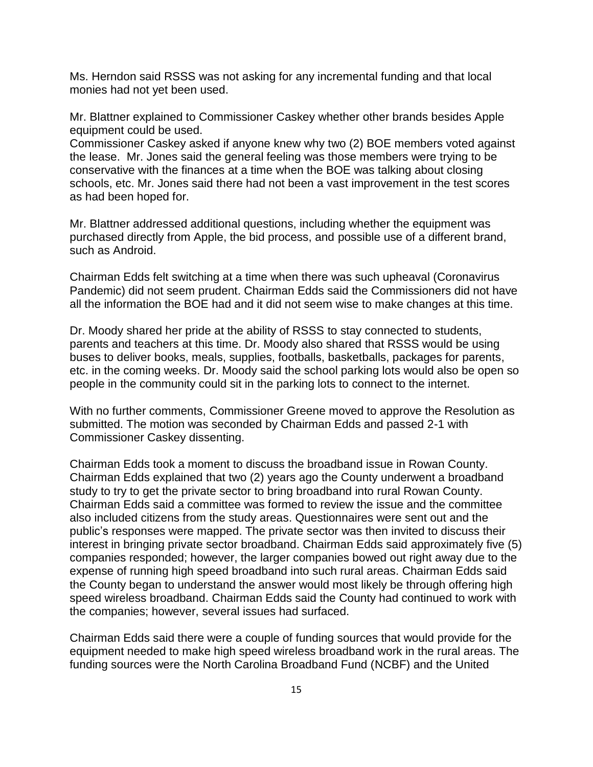Ms. Herndon said RSSS was not asking for any incremental funding and that local monies had not yet been used.

Mr. Blattner explained to Commissioner Caskey whether other brands besides Apple equipment could be used.
Commissioner Caskey asked if anyone knew why two (2) BOE members voted against the lease. Mr. Jones said the general feeling was those members were trying to be conservative with the finances at a time when the BOE was talking about closing schools, etc. Mr. Jones said there had not been a vast improvement in the test scores as had been hoped for.

Mr. Blattner addressed additional questions, including whether the equipment was purchased directly from Apple, the bid process, and possible use of a different brand, such as Android.

Chairman Edds felt switching at a time when there was such upheaval (Coronavirus Pandemic) did not seem prudent. Chairman Edds said the Commissioners did not have all the information the BOE had and it did not seem wise to make changes at this time.

Dr. Moody shared her pride at the ability of RSSS to stay connected to students, parents and teachers at this time. Dr. Moody also shared that RSSS would be using buses to deliver books, meals, supplies, footballs, basketballs, packages for parents, etc. in the coming weeks. Dr. Moody said the school parking lots would also be open so people in the community could sit in the parking lots to connect to the internet.

With no further comments, Commissioner Greene moved to approve the Resolution as submitted. The motion was seconded by Chairman Edds and passed 2-1 with Commissioner Caskey dissenting.

Chairman Edds took a moment to discuss the broadband issue in Rowan County. Chairman Edds explained that two (2) years ago the County underwent a broadband study to try to get the private sector to bring broadband into rural Rowan County. Chairman Edds said a committee was formed to review the issue and the committee also included citizens from the study areas. Questionnaires were sent out and the public's responses were mapped. The private sector was then invited to discuss their interest in bringing private sector broadband. Chairman Edds said approximately five (5) companies responded; however, the larger companies bowed out right away due to the expense of running high speed broadband into such rural areas. Chairman Edds said the County began to understand the answer would most likely be through offering high speed wireless broadband. Chairman Edds said the County had continued to work with the companies; however, several issues had surfaced.

Chairman Edds said there were a couple of funding sources that would provide for the equipment needed to make high speed wireless broadband work in the rural areas. The funding sources were the North Carolina Broadband Fund (NCBF) and the United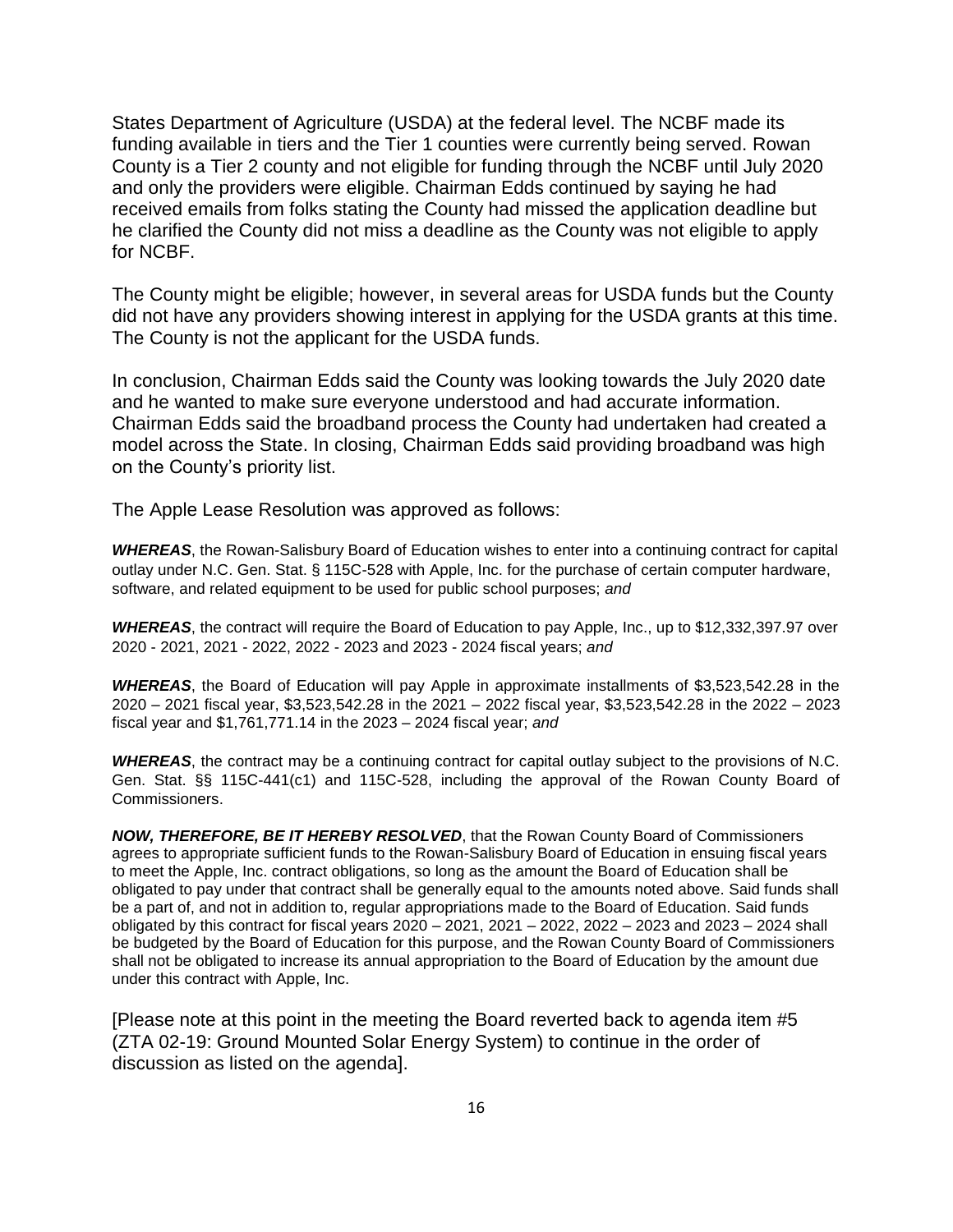States Department of Agriculture (USDA) at the federal level. The NCBF made its funding available in tiers and the Tier 1 counties were currently being served. Rowan County is a Tier 2 county and not eligible for funding through the NCBF until July 2020 and only the providers were eligible. Chairman Edds continued by saying he had received emails from folks stating the County had missed the application deadline but he clarified the County did not miss a deadline as the County was not eligible to apply for NCBF.

The County might be eligible; however, in several areas for USDA funds but the County did not have any providers showing interest in applying for the USDA grants at this time. The County is not the applicant for the USDA funds.

In conclusion, Chairman Edds said the County was looking towards the July 2020 date and he wanted to make sure everyone understood and had accurate information. Chairman Edds said the broadband process the County had undertaken had created a model across the State. In closing, Chairman Edds said providing broadband was high on the County's priority list.

The Apple Lease Resolution was approved as follows:

***WHEREAS***, the Rowan-Salisbury Board of Education wishes to enter into a continuing contract for capital outlay under N.C. Gen. Stat. § 115C-528 with Apple, Inc. for the purchase of certain computer hardware, software, and related equipment to be used for public school purposes; *and*

***WHEREAS***, the contract will require the Board of Education to pay Apple, Inc., up to $12,332,397.97 over 2020 - 2021, 2021 - 2022, 2022 - 2023 and 2023 - 2024 fiscal years; *and*

***WHEREAS***, the Board of Education will pay Apple in approximate installments of $3,523,542.28 in the 2020 – 2021 fiscal year, $3,523,542.28 in the 2021 – 2022 fiscal year, $3,523,542.28 in the 2022 – 2023 fiscal year and $1,761,771.14 in the 2023 – 2024 fiscal year; *and*

***WHEREAS***, the contract may be a continuing contract for capital outlay subject to the provisions of N.C. Gen. Stat. §§ 115C-441(c1) and 115C-528, including the approval of the Rowan County Board of Commissioners.

***NOW, THEREFORE, BE IT HEREBY RESOLVED***, that the Rowan County Board of Commissioners agrees to appropriate sufficient funds to the Rowan-Salisbury Board of Education in ensuing fiscal years to meet the Apple, Inc. contract obligations, so long as the amount the Board of Education shall be obligated to pay under that contract shall be generally equal to the amounts noted above. Said funds shall be a part of, and not in addition to, regular appropriations made to the Board of Education. Said funds obligated by this contract for fiscal years 2020 – 2021, 2021 – 2022, 2022 – 2023 and 2023 – 2024 shall be budgeted by the Board of Education for this purpose, and the Rowan County Board of Commissioners shall not be obligated to increase its annual appropriation to the Board of Education by the amount due under this contract with Apple, Inc.

[Please note at this point in the meeting the Board reverted back to agenda item #5 (ZTA 02-19: Ground Mounted Solar Energy System) to continue in the order of discussion as listed on the agenda].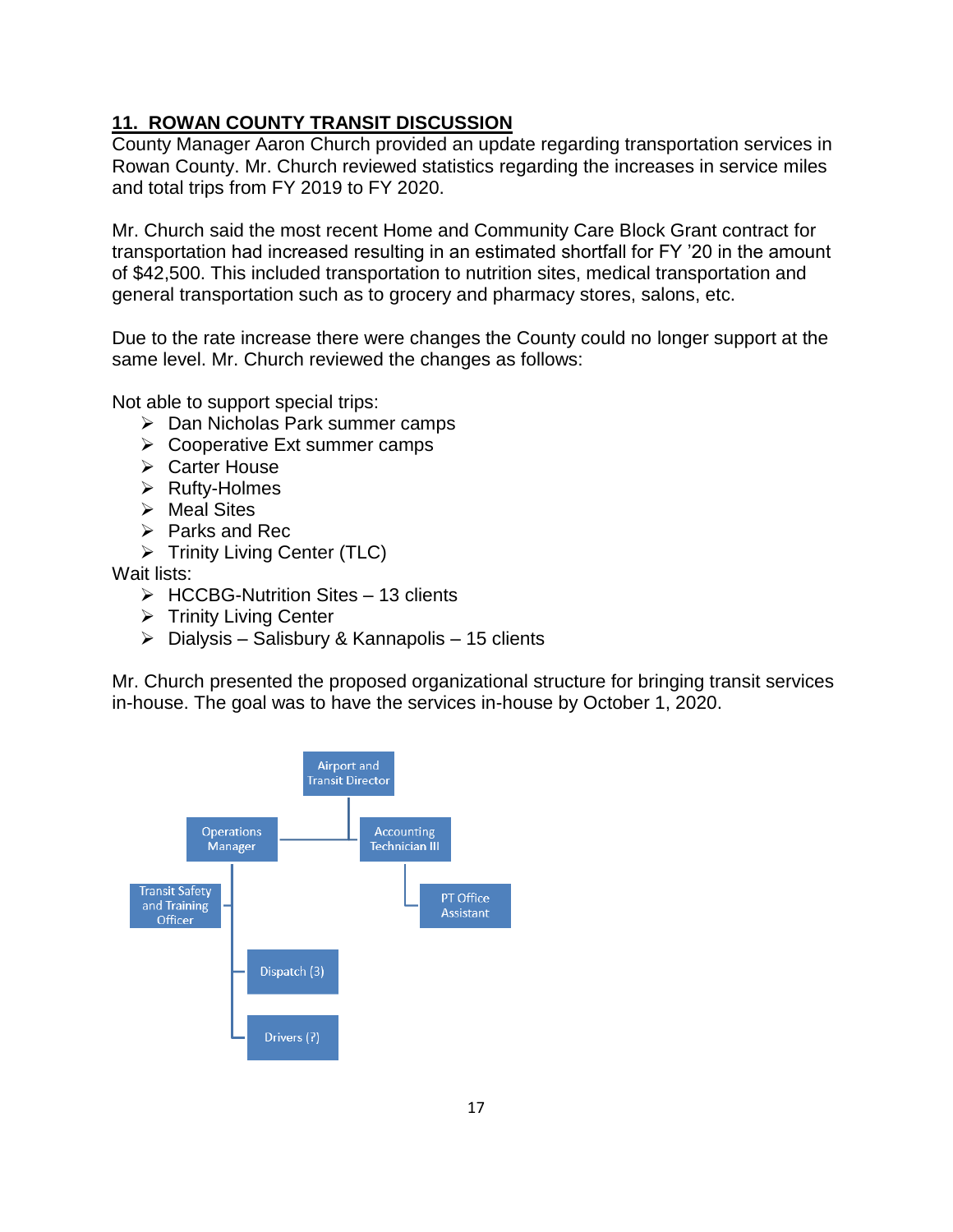## 11. ROWAN COUNTY TRANSIT DISCUSSION

County Manager Aaron Church provided an update regarding transportation services in Rowan County. Mr. Church reviewed statistics regarding the increases in service miles and total trips from FY 2019 to FY 2020.

Mr. Church said the most recent Home and Community Care Block Grant contract for transportation had increased resulting in an estimated shortfall for FY '20 in the amount of $42,500. This included transportation to nutrition sites, medical transportation and general transportation such as to grocery and pharmacy stores, salons, etc.

Due to the rate increase there were changes the County could no longer support at the same level. Mr. Church reviewed the changes as follows:

Not able to support special trips:

- Dan Nicholas Park summer camps
- Cooperative Ext summer camps
- Carter House
- Rufty-Holmes
- Meal Sites
- Parks and Rec
- Trinity Living Center (TLC)

Wait lists:

- HCCBG-Nutrition Sites – 13 clients
- Trinity Living Center
- Dialysis – Salisbury & Kannapolis – 15 clients

Mr. Church presented the proposed organizational structure for bringing transit services in-house. The goal was to have the services in-house by October 1, 2020.

- Airport and Transit Director
  - Operations Manager
    - Transit Safety and Training Officer
    - Dispatch (3)
    - Drivers (?)
  - Accounting Technician III
    - PT Office Assistant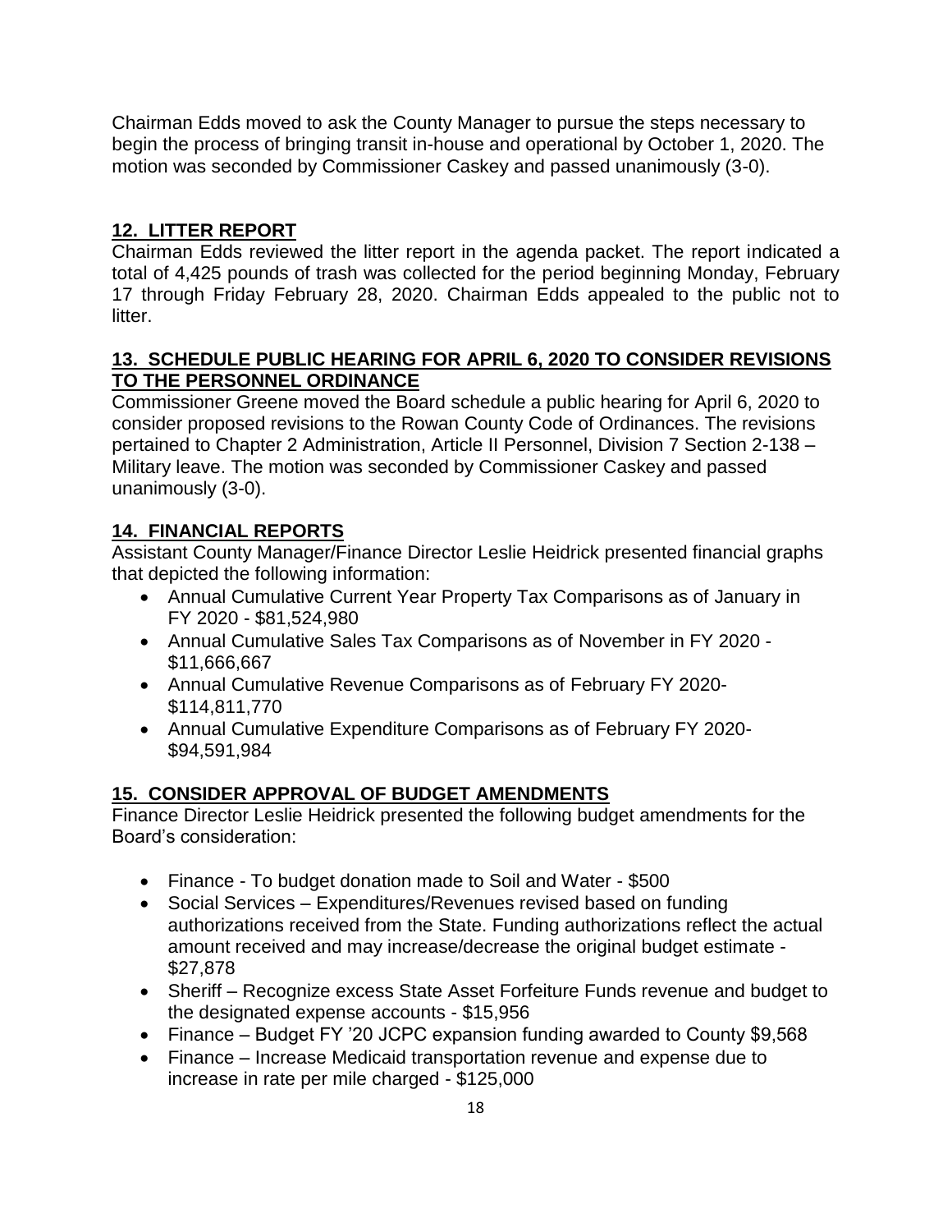Chairman Edds moved to ask the County Manager to pursue the steps necessary to begin the process of bringing transit in-house and operational by October 1, 2020. The motion was seconded by Commissioner Caskey and passed unanimously (3-0).

## 12. LITTER REPORT

Chairman Edds reviewed the litter report in the agenda packet. The report indicated a total of 4,425 pounds of trash was collected for the period beginning Monday, February 17 through Friday February 28, 2020. Chairman Edds appealed to the public not to litter.

## 13. SCHEDULE PUBLIC HEARING FOR APRIL 6, 2020 TO CONSIDER REVISIONS TO THE PERSONNEL ORDINANCE

Commissioner Greene moved the Board schedule a public hearing for April 6, 2020 to consider proposed revisions to the Rowan County Code of Ordinances. The revisions pertained to Chapter 2 Administration, Article II Personnel, Division 7 Section 2-138 – Military leave. The motion was seconded by Commissioner Caskey and passed unanimously (3-0).

## 14. FINANCIAL REPORTS

Assistant County Manager/Finance Director Leslie Heidrick presented financial graphs that depicted the following information:

- Annual Cumulative Current Year Property Tax Comparisons as of January in FY 2020 - $81,524,980
- Annual Cumulative Sales Tax Comparisons as of November in FY 2020 - $11,666,667
- Annual Cumulative Revenue Comparisons as of February FY 2020- $114,811,770
- Annual Cumulative Expenditure Comparisons as of February FY 2020- $94,591,984

## 15. CONSIDER APPROVAL OF BUDGET AMENDMENTS

Finance Director Leslie Heidrick presented the following budget amendments for the Board's consideration:

- Finance - To budget donation made to Soil and Water - $500
- Social Services – Expenditures/Revenues revised based on funding authorizations received from the State. Funding authorizations reflect the actual amount received and may increase/decrease the original budget estimate - $27,878
- Sheriff – Recognize excess State Asset Forfeiture Funds revenue and budget to the designated expense accounts - $15,956
- Finance – Budget FY '20 JCPC expansion funding awarded to County $9,568
- Finance – Increase Medicaid transportation revenue and expense due to increase in rate per mile charged - $125,000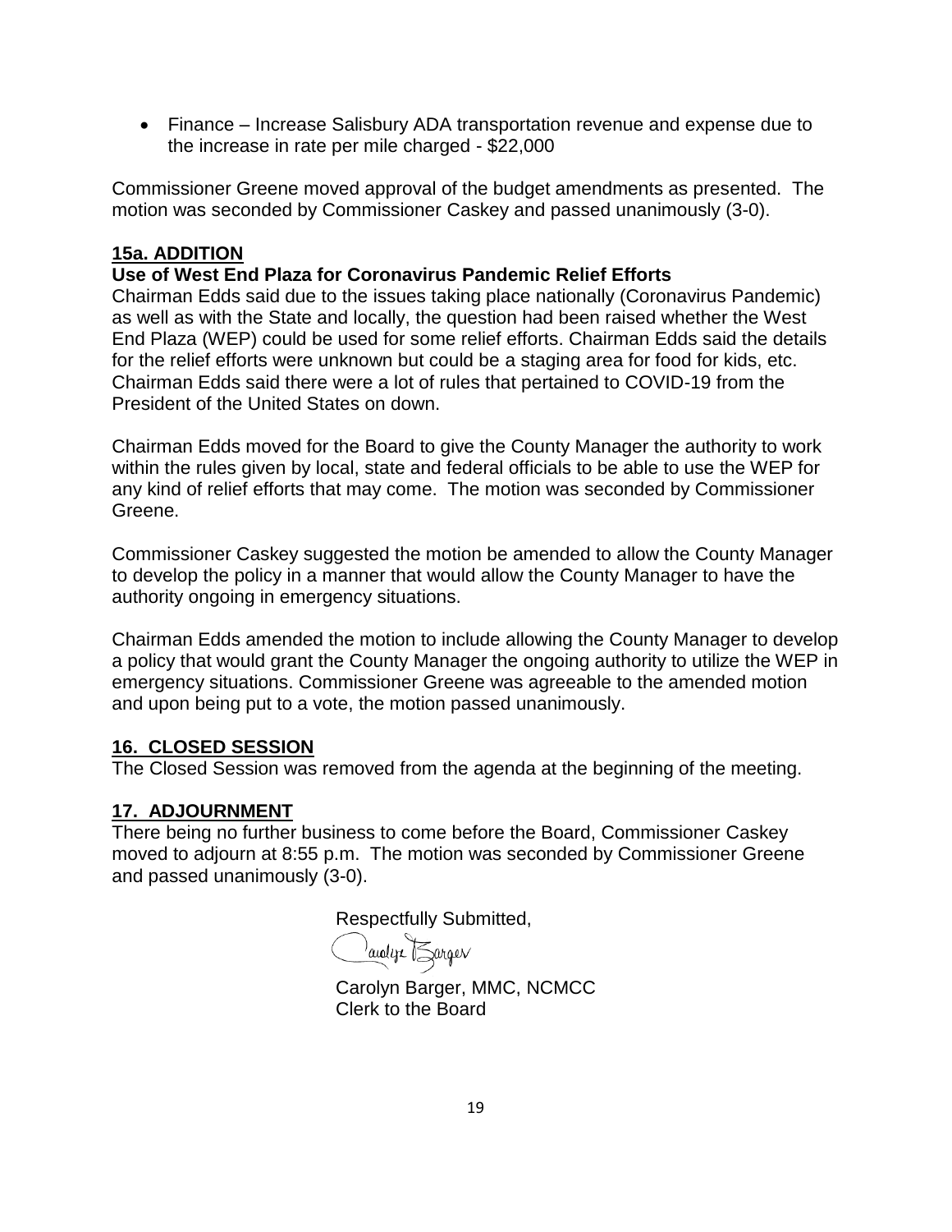- Finance – Increase Salisbury ADA transportation revenue and expense due to the increase in rate per mile charged - $22,000

Commissioner Greene moved approval of the budget amendments as presented. The motion was seconded by Commissioner Caskey and passed unanimously (3-0).

**15a. ADDITION**

**Use of West End Plaza for Coronavirus Pandemic Relief Efforts**

Chairman Edds said due to the issues taking place nationally (Coronavirus Pandemic) as well as with the State and locally, the question had been raised whether the West End Plaza (WEP) could be used for some relief efforts. Chairman Edds said the details for the relief efforts were unknown but could be a staging area for food for kids, etc. Chairman Edds said there were a lot of rules that pertained to COVID-19 from the President of the United States on down.

Chairman Edds moved for the Board to give the County Manager the authority to work within the rules given by local, state and federal officials to be able to use the WEP for any kind of relief efforts that may come. The motion was seconded by Commissioner Greene.

Commissioner Caskey suggested the motion be amended to allow the County Manager to develop the policy in a manner that would allow the County Manager to have the authority ongoing in emergency situations.

Chairman Edds amended the motion to include allowing the County Manager to develop a policy that would grant the County Manager the ongoing authority to utilize the WEP in emergency situations. Commissioner Greene was agreeable to the amended motion and upon being put to a vote, the motion passed unanimously.

**16. CLOSED SESSION**

The Closed Session was removed from the agenda at the beginning of the meeting.

**17. ADJOURNMENT**

There being no further business to come before the Board, Commissioner Caskey moved to adjourn at 8:55 p.m. The motion was seconded by Commissioner Greene and passed unanimously (3-0).

Respectfully Submitted,

Carolyn Barger

Carolyn Barger, MMC, NCMCC
Clerk to the Board